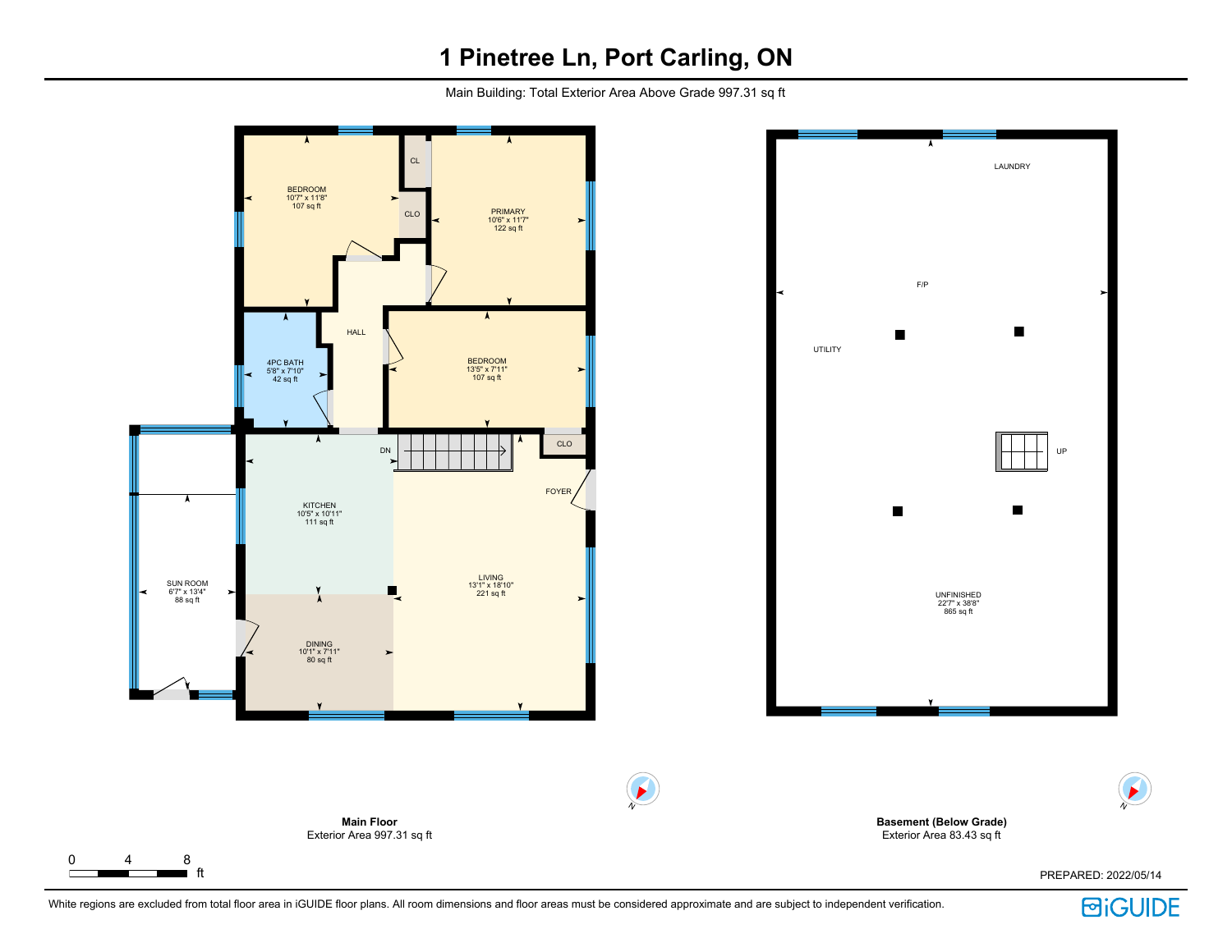# 1 Pinetree Ln, Port Carling, ON

Main Building: Total Exterior Area Above Grade 997.31 sq ft

BEDROOM
10'7" x 11'8"
107 sq ft

CL

CLO

PRIMARY
10'6" x 11'7"
122 sq ft

HALL

4PC BATH
5'8" x 7'10"
42 sq ft

BEDROOM
13'5" x 7'11"
107 sq ft

DN

CLO

FOYER

KITCHEN
10'5" x 10'11"
111 sq ft

SUN ROOM
6'7" x 13'4"
88 sq ft

LIVING
13'1" x 18'10"
221 sq ft

DINING
10'1" x 7'11"
80 sq ft

LAUNDRY

F/P

UTILITY

UP

UNFINISHED
22'7" x 38'8"
865 sq ft

**Main Floor**
Exterior Area 997.31 sq ft

**Basement (Below Grade)**
Exterior Area 83.43 sq ft

0 4 8 ft

PREPARED: 2022/05/14

White regions are excluded from total floor area in iGUIDE floor plans. All room dimensions and floor areas must be considered approximate and are subject to independent verification.

iGUIDE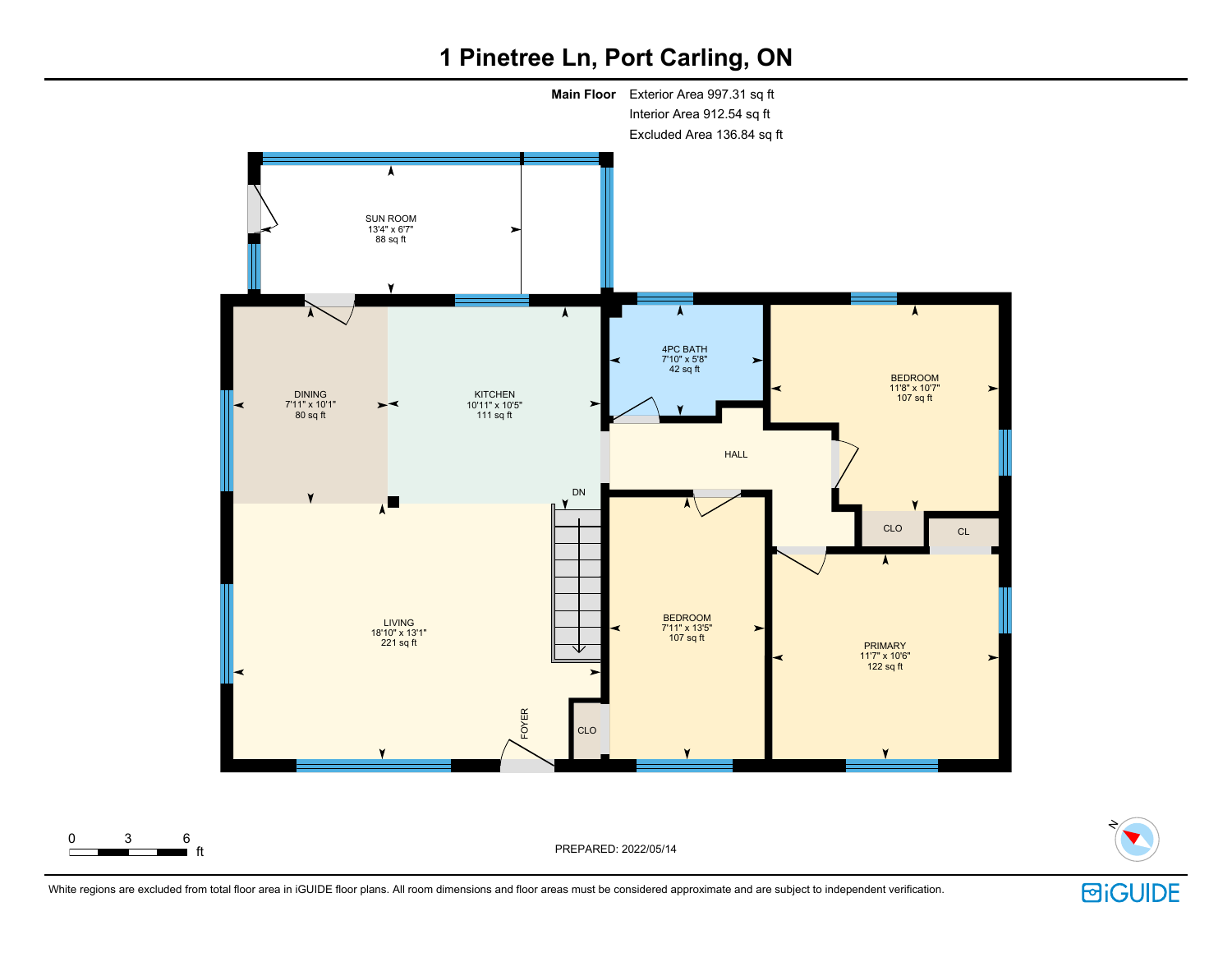# 1 Pinetree Ln, Port Carling, ON

**Main Floor** Exterior Area 997.31 sq ft
Interior Area 912.54 sq ft
Excluded Area 136.84 sq ft

SUN ROOM
13'4" x 6'7"
88 sq ft

DINING
7'11" x 10'1"
80 sq ft

KITCHEN
10'11" x 10'5"
111 sq ft

4PC BATH
7'10" x 5'8"
42 sq ft

BEDROOM
11'8" x 10'7"
107 sq ft

HALL

DN

CLO

CL

LIVING
18'10" x 13'1"
221 sq ft

BEDROOM
7'11" x 13'5"
107 sq ft

PRIMARY
11'7" x 10'6"
122 sq ft

FOYER

CLO

0 3 6 ft

PREPARED: 2022/05/14

N

White regions are excluded from total floor area in iGUIDE floor plans. All room dimensions and floor areas must be considered approximate and are subject to independent verification.

iGUIDE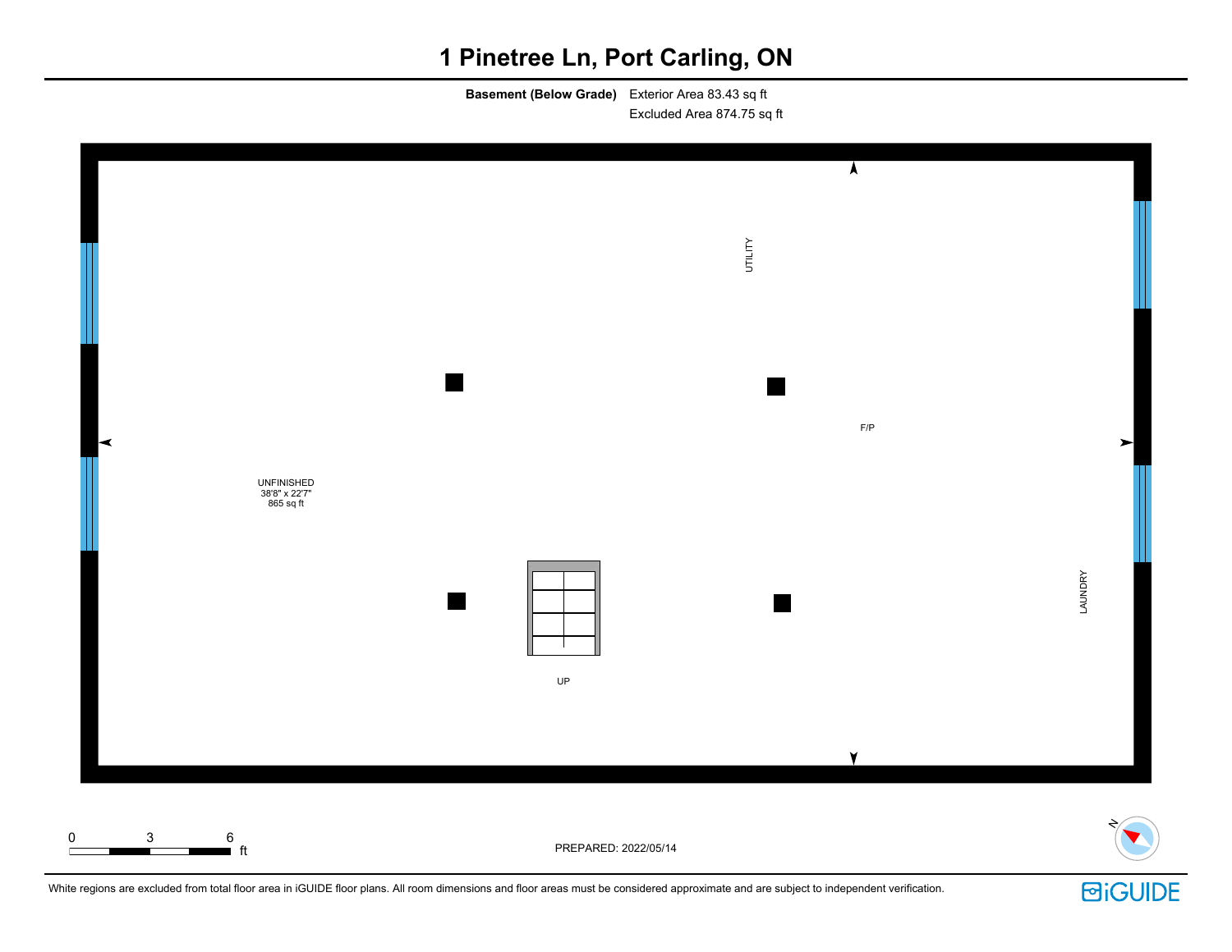# 1 Pinetree Ln, Port Carling, ON

**Basement (Below Grade)** Exterior Area 83.43 sq ft
Excluded Area 874.75 sq ft

UTILITY

F/P

UNFINISHED
38'8" x 22'7"
865 sq ft

UP

LAUNDRY

0 3 6 ft

PREPARED: 2022/05/14

White regions are excluded from total floor area in iGUIDE floor plans. All room dimensions and floor areas must be considered approximate and are subject to independent verification.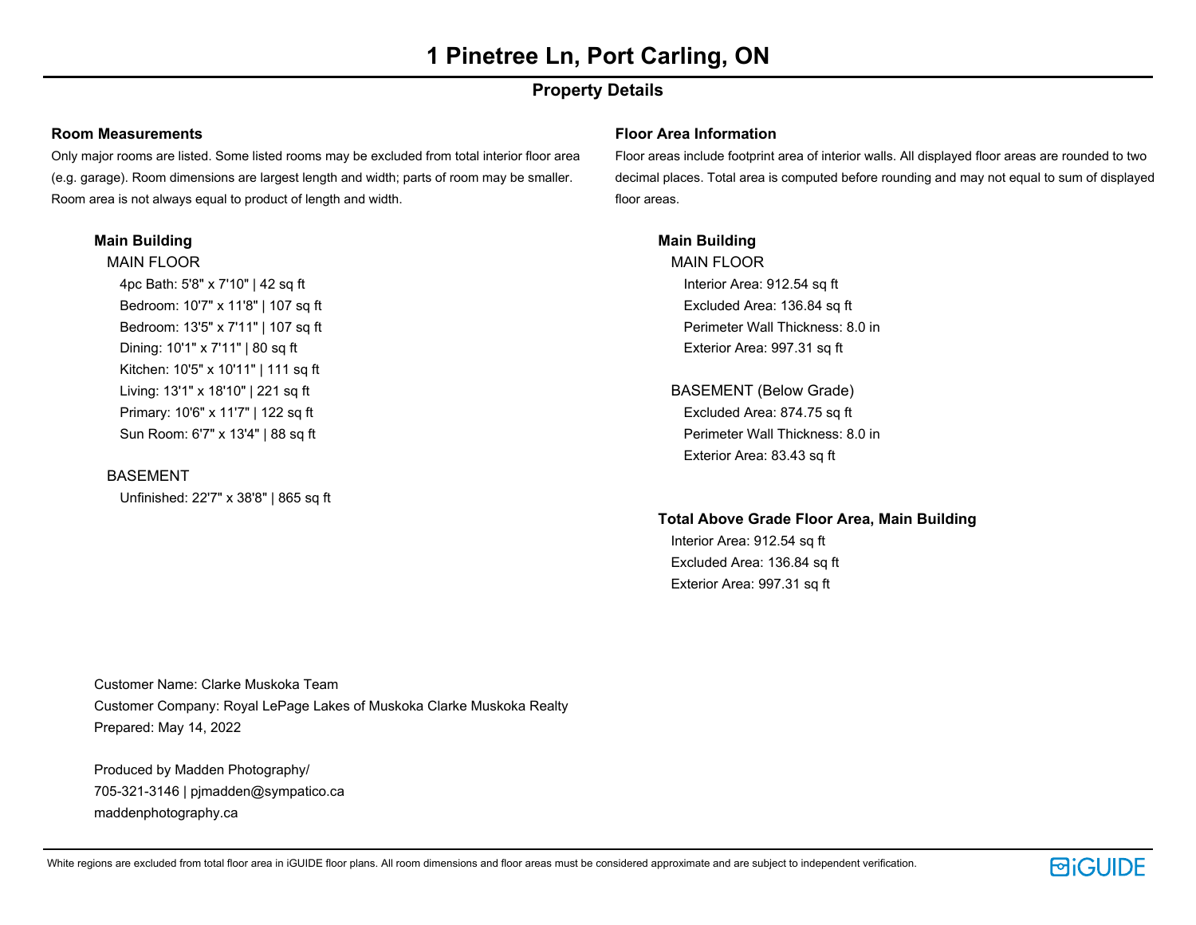# 1 Pinetree Ln, Port Carling, ON

## Property Details

### Room Measurements

Only major rooms are listed. Some listed rooms may be excluded from total interior floor area (e.g. garage). Room dimensions are largest length and width; parts of room may be smaller. Room area is not always equal to product of length and width.

**Main Building**

MAIN FLOOR

- 4pc Bath: 5'8" x 7'10" | 42 sq ft
- Bedroom: 10'7" x 11'8" | 107 sq ft
- Bedroom: 13'5" x 7'11" | 107 sq ft
- Dining: 10'1" x 7'11" | 80 sq ft
- Kitchen: 10'5" x 10'11" | 111 sq ft
- Living: 13'1" x 18'10" | 221 sq ft
- Primary: 10'6" x 11'7" | 122 sq ft
- Sun Room: 6'7" x 13'4" | 88 sq ft

BASEMENT

- Unfinished: 22'7" x 38'8" | 865 sq ft

### Floor Area Information

Floor areas include footprint area of interior walls. All displayed floor areas are rounded to two decimal places. Total area is computed before rounding and may not equal to sum of displayed floor areas.

**Main Building**

MAIN FLOOR

- Interior Area: 912.54 sq ft
- Excluded Area: 136.84 sq ft
- Perimeter Wall Thickness: 8.0 in
- Exterior Area: 997.31 sq ft

BASEMENT (Below Grade)

- Excluded Area: 874.75 sq ft
- Perimeter Wall Thickness: 8.0 in
- Exterior Area: 83.43 sq ft

**Total Above Grade Floor Area, Main Building**

- Interior Area: 912.54 sq ft
- Excluded Area: 136.84 sq ft
- Exterior Area: 997.31 sq ft

Customer Name: Clarke Muskoka Team
Customer Company: Royal LePage Lakes of Muskoka Clarke Muskoka Realty
Prepared: May 14, 2022

Produced by Madden Photography/
705-321-3146 | pjmadden@sympatico.ca
maddenphotography.ca

White regions are excluded from total floor area in iGUIDE floor plans. All room dimensions and floor areas must be considered approximate and are subject to independent verification.

iGUIDE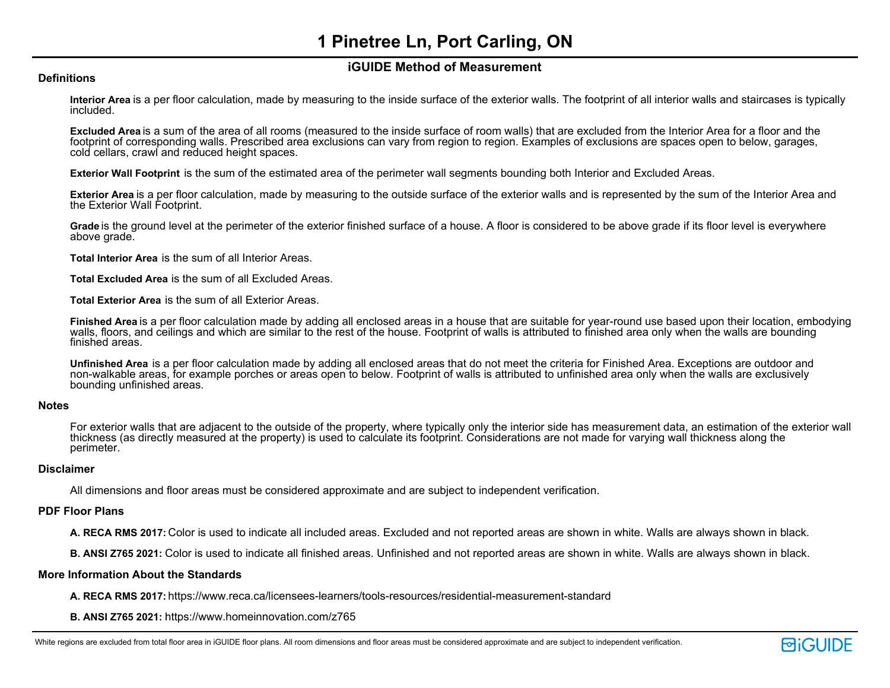# 1 Pinetree Ln, Port Carling, ON

## iGUIDE Method of Measurement

### Definitions

**Interior Area** is a per floor calculation, made by measuring to the inside surface of the exterior walls. The footprint of all interior walls and staircases is typically included.

**Excluded Area** is a sum of the area of all rooms (measured to the inside surface of room walls) that are excluded from the Interior Area for a floor and the footprint of corresponding walls. Prescribed area exclusions can vary from region to region. Examples of exclusions are spaces open to below, garages, cold cellars, crawl and reduced height spaces.

**Exterior Wall Footprint** is the sum of the estimated area of the perimeter wall segments bounding both Interior and Excluded Areas.

**Exterior Area** is a per floor calculation, made by measuring to the outside surface of the exterior walls and is represented by the sum of the Interior Area and the Exterior Wall Footprint.

**Grade** is the ground level at the perimeter of the exterior finished surface of a house. A floor is considered to be above grade if its floor level is everywhere above grade.

**Total Interior Area** is the sum of all Interior Areas.

**Total Excluded Area** is the sum of all Excluded Areas.

**Total Exterior Area** is the sum of all Exterior Areas.

**Finished Area** is a per floor calculation made by adding all enclosed areas in a house that are suitable for year-round use based upon their location, embodying walls, floors, and ceilings and which are similar to the rest of the house. Footprint of walls is attributed to finished area only when the walls are bounding finished areas.

**Unfinished Area** is a per floor calculation made by adding all enclosed areas that do not meet the criteria for Finished Area. Exceptions are outdoor and non-walkable areas, for example porches or areas open to below. Footprint of walls is attributed to unfinished area only when the walls are exclusively bounding unfinished areas.

### Notes

For exterior walls that are adjacent to the outside of the property, where typically only the interior side has measurement data, an estimation of the exterior wall thickness (as directly measured at the property) is used to calculate its footprint. Considerations are not made for varying wall thickness along the perimeter.

### Disclaimer

All dimensions and floor areas must be considered approximate and are subject to independent verification.

### PDF Floor Plans

**A. RECA RMS 2017:** Color is used to indicate all included areas. Excluded and not reported areas are shown in white. Walls are always shown in black.

**B. ANSI Z765 2021:** Color is used to indicate all finished areas. Unfinished and not reported areas are shown in white. Walls are always shown in black.

### More Information About the Standards

**A. RECA RMS 2017:** https://www.reca.ca/licensees-learners/tools-resources/residential-measurement-standard

**B. ANSI Z765 2021:** https://www.homeinnovation.com/z765